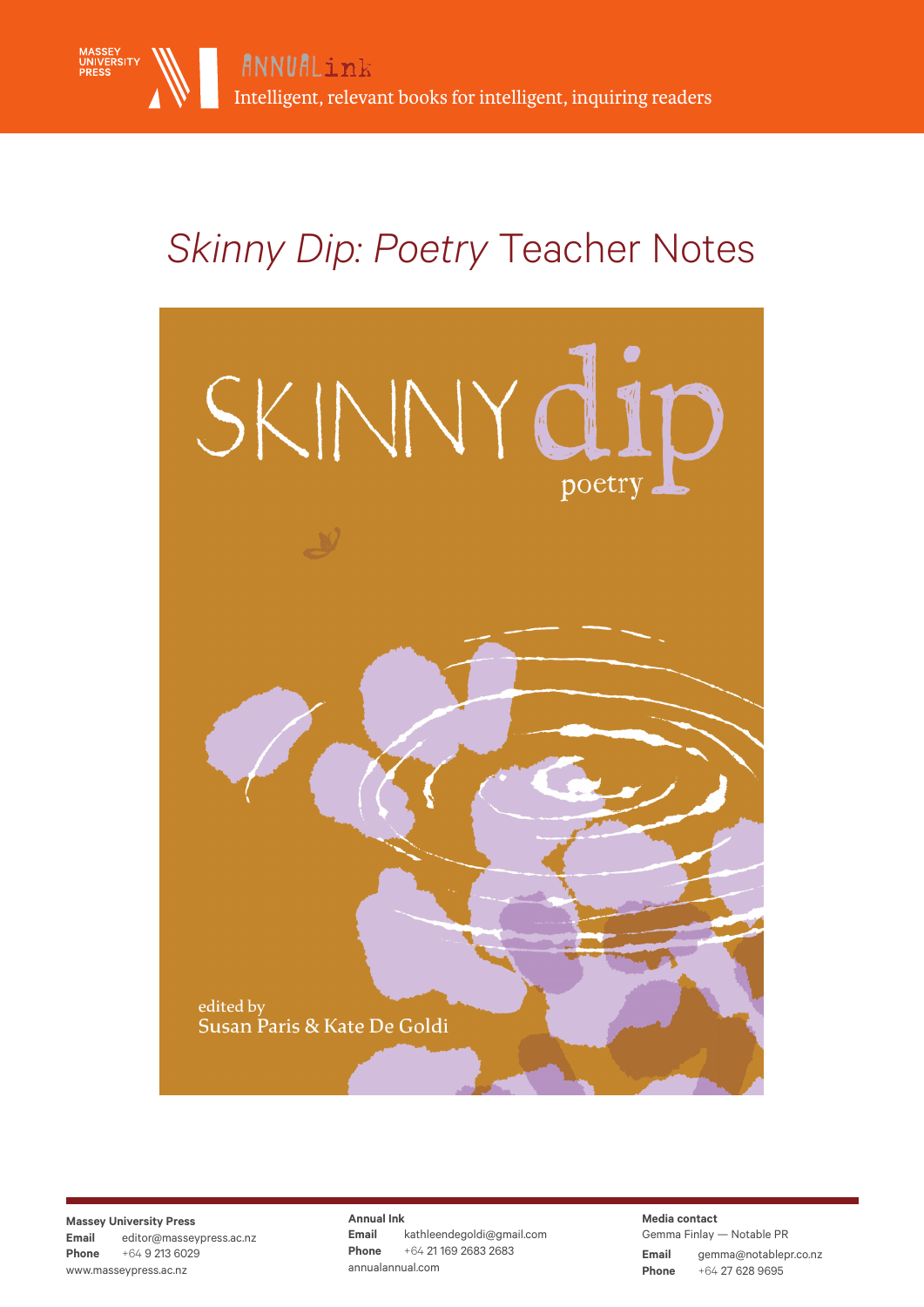MASSEY UNIVERSITY PRESS

ANNUAL ink

Intelligent, relevant books for intelligent, inquiring readers

# *Skinny Dip: Poetry* Teacher Notes

SKINNY dip

poetry

edited by
Susan Paris & Kate De Goldi

**Massey University Press**
**Email** editor@masseypress.ac.nz
**Phone** +64 9 213 6029
www.masseypress.ac.nz

**Annual Ink**
**Email** kathleendegoldi@gmail.com
**Phone** +64 21 169 2683 2683
annualannual.com

**Media contact**
Gemma Finlay — Notable PR
**Email** gemma@notablepr.co.nz
**Phone** +64 27 628 9695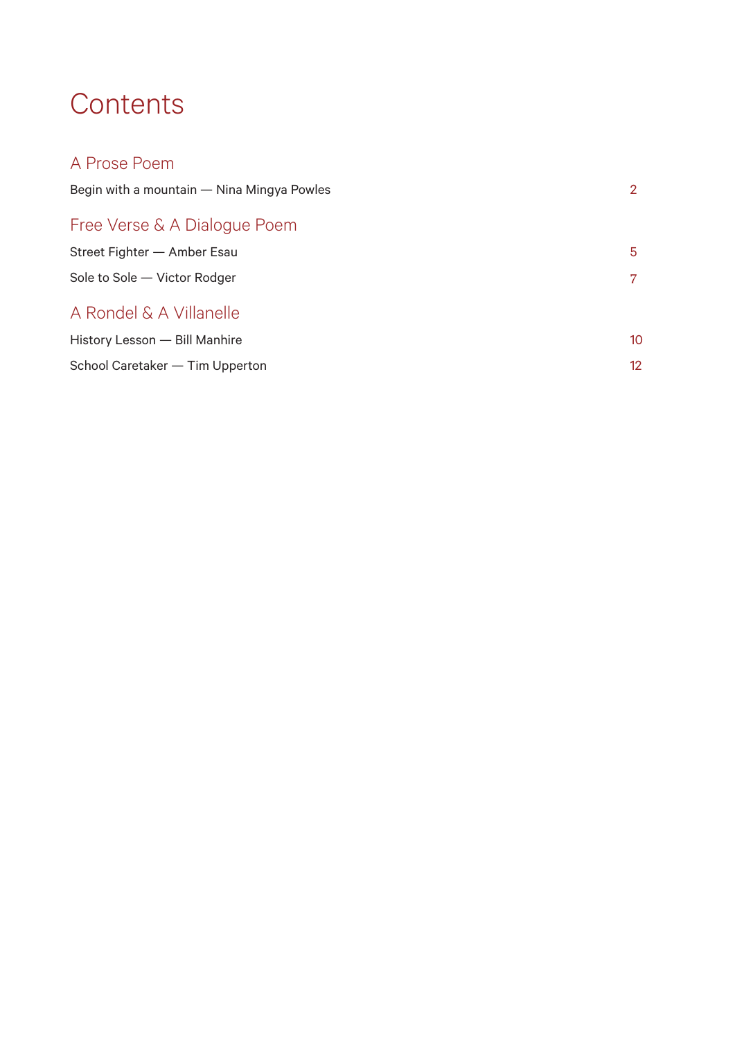# Contents

## A Prose Poem

Begin with a mountain — Nina Mingya Powles 2

## Free Verse & A Dialogue Poem

Street Fighter — Amber Esau 5

Sole to Sole — Victor Rodger 7

## A Rondel & A Villanelle

History Lesson — Bill Manhire 10

School Caretaker — Tim Upperton 12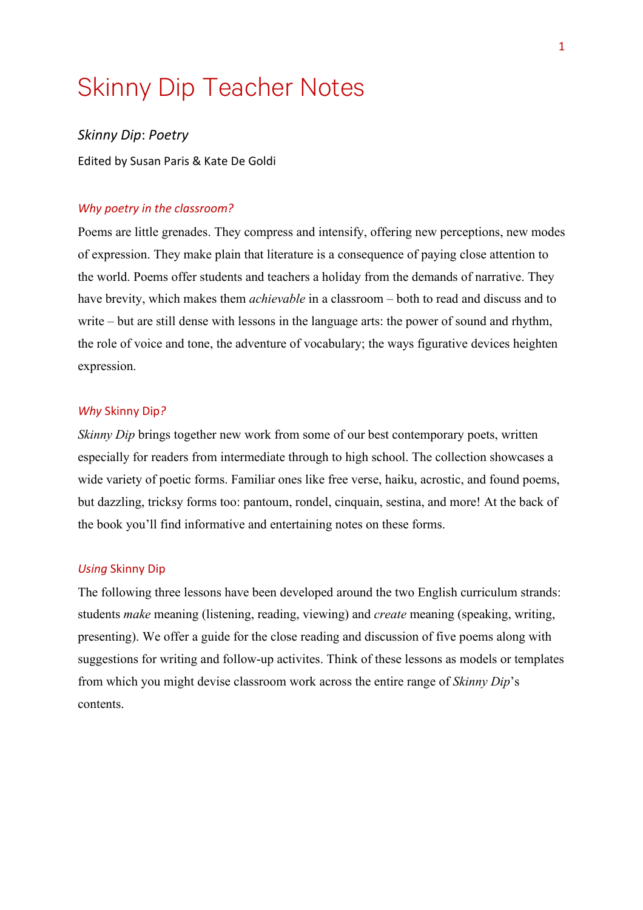# Skinny Dip Teacher Notes

*Skinny Dip*: *Poetry*

Edited by Susan Paris & Kate De Goldi

### *Why poetry in the classroom?*

Poems are little grenades. They compress and intensify, offering new perceptions, new modes of expression. They make plain that literature is a consequence of paying close attention to the world. Poems offer students and teachers a holiday from the demands of narrative. They have brevity, which makes them *achievable* in a classroom – both to read and discuss and to write – but are still dense with lessons in the language arts: the power of sound and rhythm, the role of voice and tone, the adventure of vocabulary; the ways figurative devices heighten expression.

### *Why* Skinny Dip*?*

*Skinny Dip* brings together new work from some of our best contemporary poets, written especially for readers from intermediate through to high school. The collection showcases a wide variety of poetic forms. Familiar ones like free verse, haiku, acrostic, and found poems, but dazzling, tricksy forms too: pantoum, rondel, cinquain, sestina, and more! At the back of the book you'll find informative and entertaining notes on these forms.

### *Using* Skinny Dip

The following three lessons have been developed around the two English curriculum strands: students *make* meaning (listening, reading, viewing) and *create* meaning (speaking, writing, presenting). We offer a guide for the close reading and discussion of five poems along with suggestions for writing and follow-up activites. Think of these lessons as models or templates from which you might devise classroom work across the entire range of *Skinny Dip*'s contents.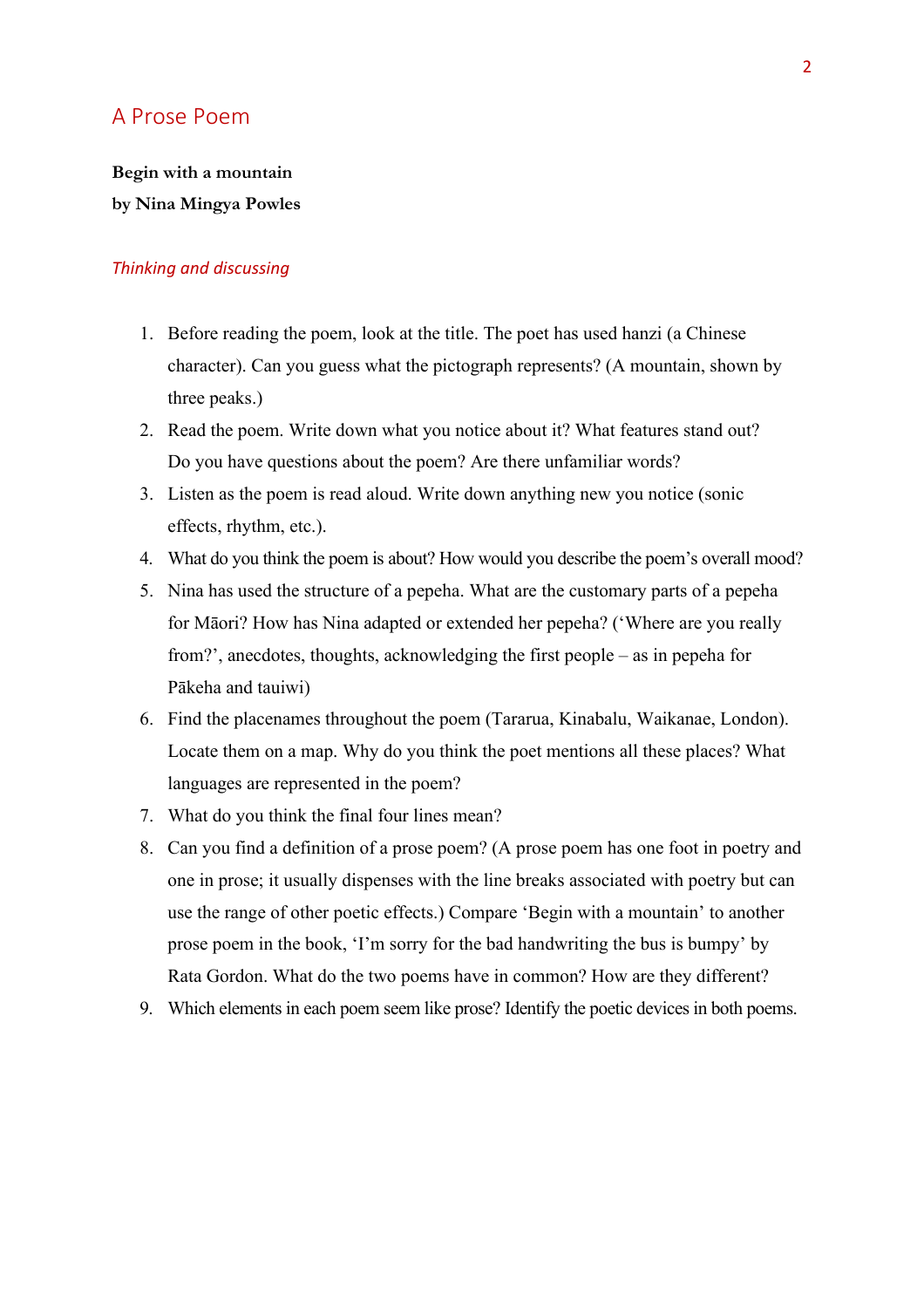## A Prose Poem

**Begin with a mountain**
**by Nina Mingya Powles**

### *Thinking and discussing*

1. Before reading the poem, look at the title. The poet has used hanzi (a Chinese character). Can you guess what the pictograph represents? (A mountain, shown by three peaks.)
2. Read the poem. Write down what you notice about it? What features stand out? Do you have questions about the poem? Are there unfamiliar words?
3. Listen as the poem is read aloud. Write down anything new you notice (sonic effects, rhythm, etc.).
4. What do you think the poem is about? How would you describe the poem's overall mood?
5. Nina has used the structure of a pepeha. What are the customary parts of a pepeha for Māori? How has Nina adapted or extended her pepeha? ('Where are you really from?', anecdotes, thoughts, acknowledging the first people – as in pepeha for Pākeha and tauiwi)
6. Find the placenames throughout the poem (Tararua, Kinabalu, Waikanae, London). Locate them on a map. Why do you think the poet mentions all these places? What languages are represented in the poem?
7. What do you think the final four lines mean?
8. Can you find a definition of a prose poem? (A prose poem has one foot in poetry and one in prose; it usually dispenses with the line breaks associated with poetry but can use the range of other poetic effects.) Compare 'Begin with a mountain' to another prose poem in the book, 'I'm sorry for the bad handwriting the bus is bumpy' by Rata Gordon. What do the two poems have in common? How are they different?
9. Which elements in each poem seem like prose? Identify the poetic devices in both poems.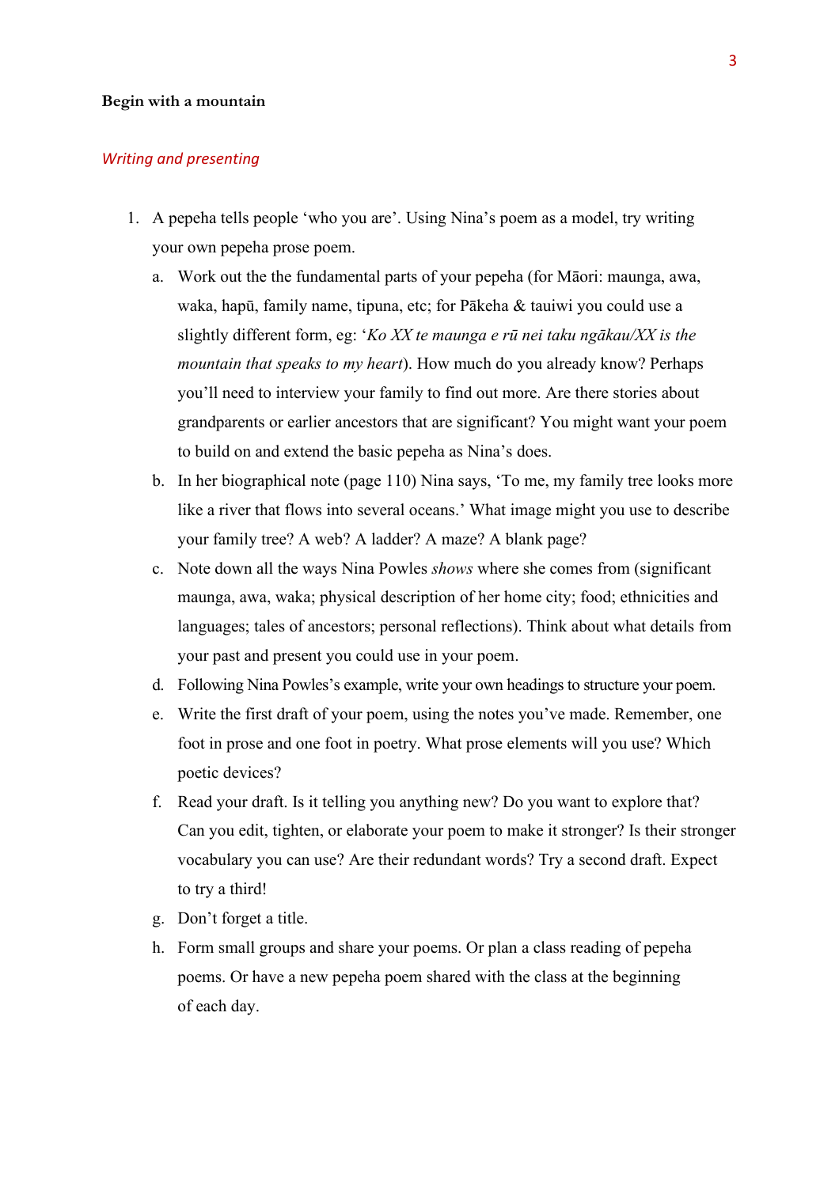**Begin with a mountain**

*Writing and presenting*

1. A pepeha tells people 'who you are'. Using Nina's poem as a model, try writing your own pepeha prose poem.
   a. Work out the the fundamental parts of your pepeha (for Māori: maunga, awa, waka, hapū, family name, tipuna, etc; for Pākeha & tauiwi you could use a slightly different form, eg: '*Ko XX te maunga e rū nei taku ngākau/XX is the mountain that speaks to my heart*). How much do you already know? Perhaps you'll need to interview your family to find out more. Are there stories about grandparents or earlier ancestors that are significant? You might want your poem to build on and extend the basic pepeha as Nina's does.
   b. In her biographical note (page 110) Nina says, 'To me, my family tree looks more like a river that flows into several oceans.' What image might you use to describe your family tree? A web? A ladder? A maze? A blank page?
   c. Note down all the ways Nina Powles *shows* where she comes from (significant maunga, awa, waka; physical description of her home city; food; ethnicities and languages; tales of ancestors; personal reflections). Think about what details from your past and present you could use in your poem.
   d. Following Nina Powles's example, write your own headings to structure your poem.
   e. Write the first draft of your poem, using the notes you've made. Remember, one foot in prose and one foot in poetry. What prose elements will you use? Which poetic devices?
   f. Read your draft. Is it telling you anything new? Do you want to explore that? Can you edit, tighten, or elaborate your poem to make it stronger? Is their stronger vocabulary you can use? Are their redundant words? Try a second draft. Expect to try a third!
   g. Don't forget a title.
   h. Form small groups and share your poems. Or plan a class reading of pepeha poems. Or have a new pepeha poem shared with the class at the beginning of each day.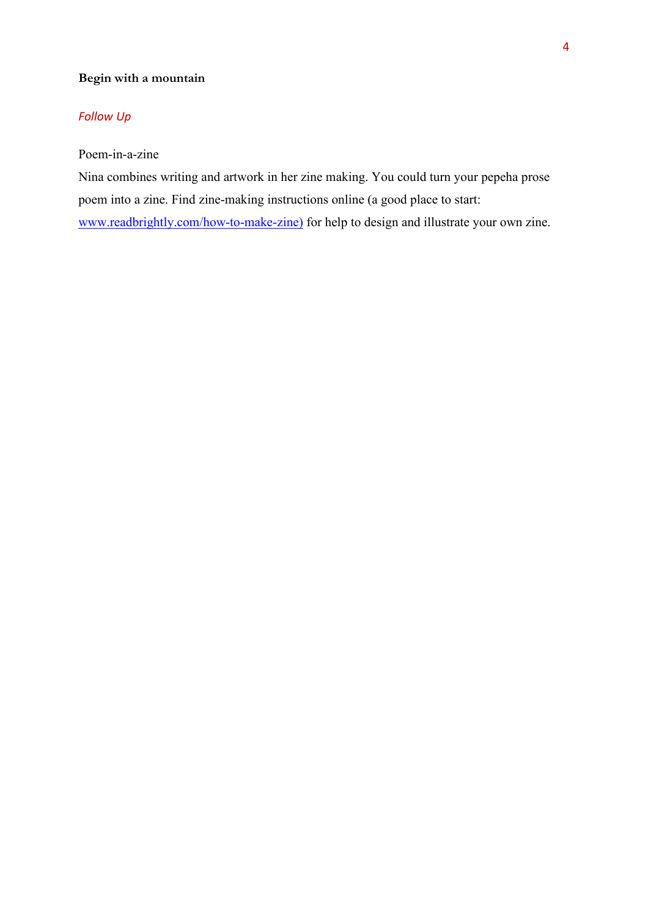**Begin with a mountain**

*Follow Up*

Poem-in-a-zine

Nina combines writing and artwork in her zine making. You could turn your pepeha prose poem into a zine. Find zine-making instructions online (a good place to start: www.readbrightly.com/how-to-make-zine) for help to design and illustrate your own zine.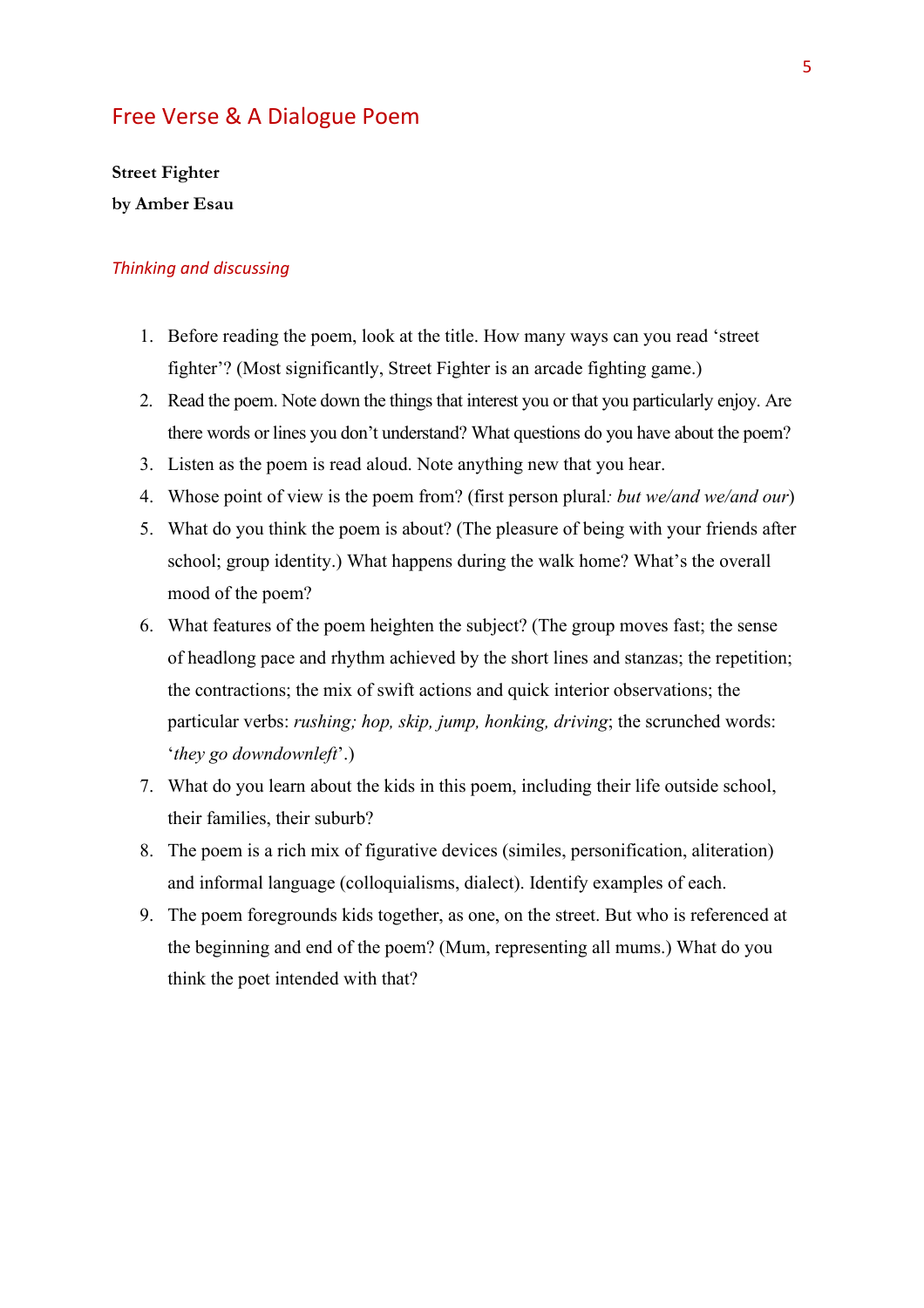## Free Verse & A Dialogue Poem

**Street Fighter**
**by Amber Esau**

### *Thinking and discussing*

1. Before reading the poem, look at the title. How many ways can you read 'street fighter'? (Most significantly, Street Fighter is an arcade fighting game.)
2. Read the poem. Note down the things that interest you or that you particularly enjoy. Are there words or lines you don't understand? What questions do you have about the poem?
3. Listen as the poem is read aloud. Note anything new that you hear.
4. Whose point of view is the poem from? (first person plural*: but we/and we/and our*)
5. What do you think the poem is about? (The pleasure of being with your friends after school; group identity.) What happens during the walk home? What's the overall mood of the poem?
6. What features of the poem heighten the subject? (The group moves fast; the sense of headlong pace and rhythm achieved by the short lines and stanzas; the repetition; the contractions; the mix of swift actions and quick interior observations; the particular verbs: *rushing; hop, skip, jump, honking, driving*; the scrunched words: '*they go downdownleft*'.)
7. What do you learn about the kids in this poem, including their life outside school, their families, their suburb?
8. The poem is a rich mix of figurative devices (similes, personification, aliteration) and informal language (colloquialisms, dialect). Identify examples of each.
9. The poem foregrounds kids together, as one, on the street. But who is referenced at the beginning and end of the poem? (Mum, representing all mums.) What do you think the poet intended with that?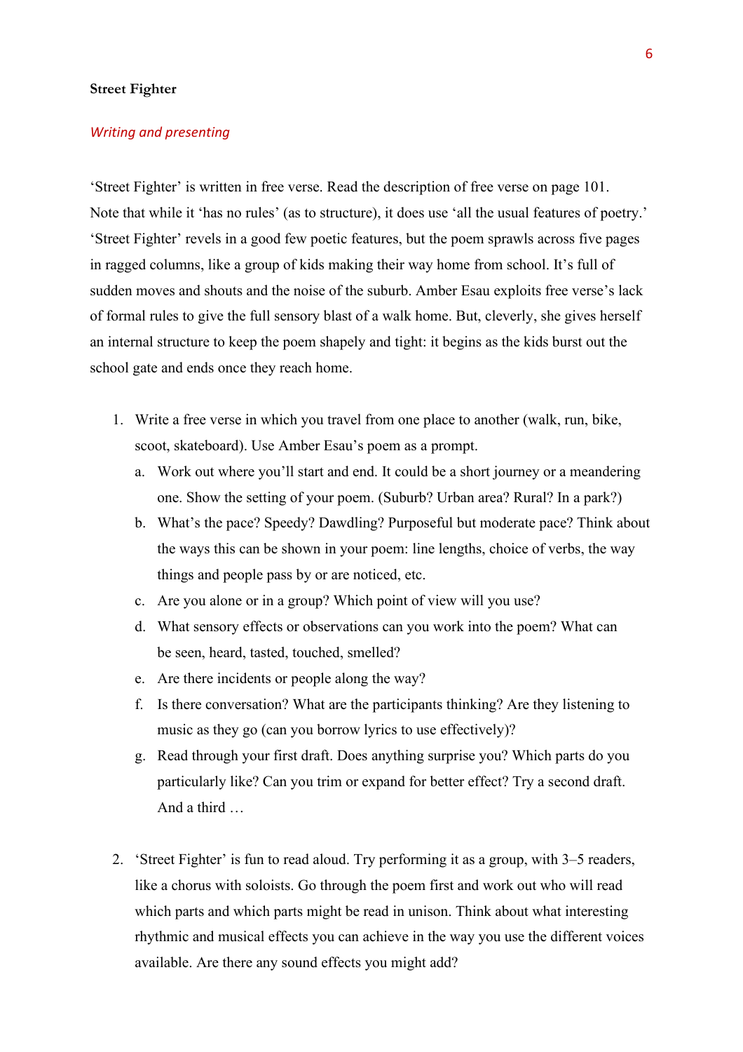**Street Fighter**

*Writing and presenting*

'Street Fighter' is written in free verse. Read the description of free verse on page 101. Note that while it 'has no rules' (as to structure), it does use 'all the usual features of poetry.' 'Street Fighter' revels in a good few poetic features, but the poem sprawls across five pages in ragged columns, like a group of kids making their way home from school. It's full of sudden moves and shouts and the noise of the suburb. Amber Esau exploits free verse's lack of formal rules to give the full sensory blast of a walk home. But, cleverly, she gives herself an internal structure to keep the poem shapely and tight: it begins as the kids burst out the school gate and ends once they reach home.

1. Write a free verse in which you travel from one place to another (walk, run, bike, scoot, skateboard). Use Amber Esau's poem as a prompt.
   a. Work out where you'll start and end. It could be a short journey or a meandering one. Show the setting of your poem. (Suburb? Urban area? Rural? In a park?)
   b. What's the pace? Speedy? Dawdling? Purposeful but moderate pace? Think about the ways this can be shown in your poem: line lengths, choice of verbs, the way things and people pass by or are noticed, etc.
   c. Are you alone or in a group? Which point of view will you use?
   d. What sensory effects or observations can you work into the poem? What can be seen, heard, tasted, touched, smelled?
   e. Are there incidents or people along the way?
   f. Is there conversation? What are the participants thinking? Are they listening to music as they go (can you borrow lyrics to use effectively)?
   g. Read through your first draft. Does anything surprise you? Which parts do you particularly like? Can you trim or expand for better effect? Try a second draft. And a third …

2. 'Street Fighter' is fun to read aloud. Try performing it as a group, with 3–5 readers, like a chorus with soloists. Go through the poem first and work out who will read which parts and which parts might be read in unison. Think about what interesting rhythmic and musical effects you can achieve in the way you use the different voices available. Are there any sound effects you might add?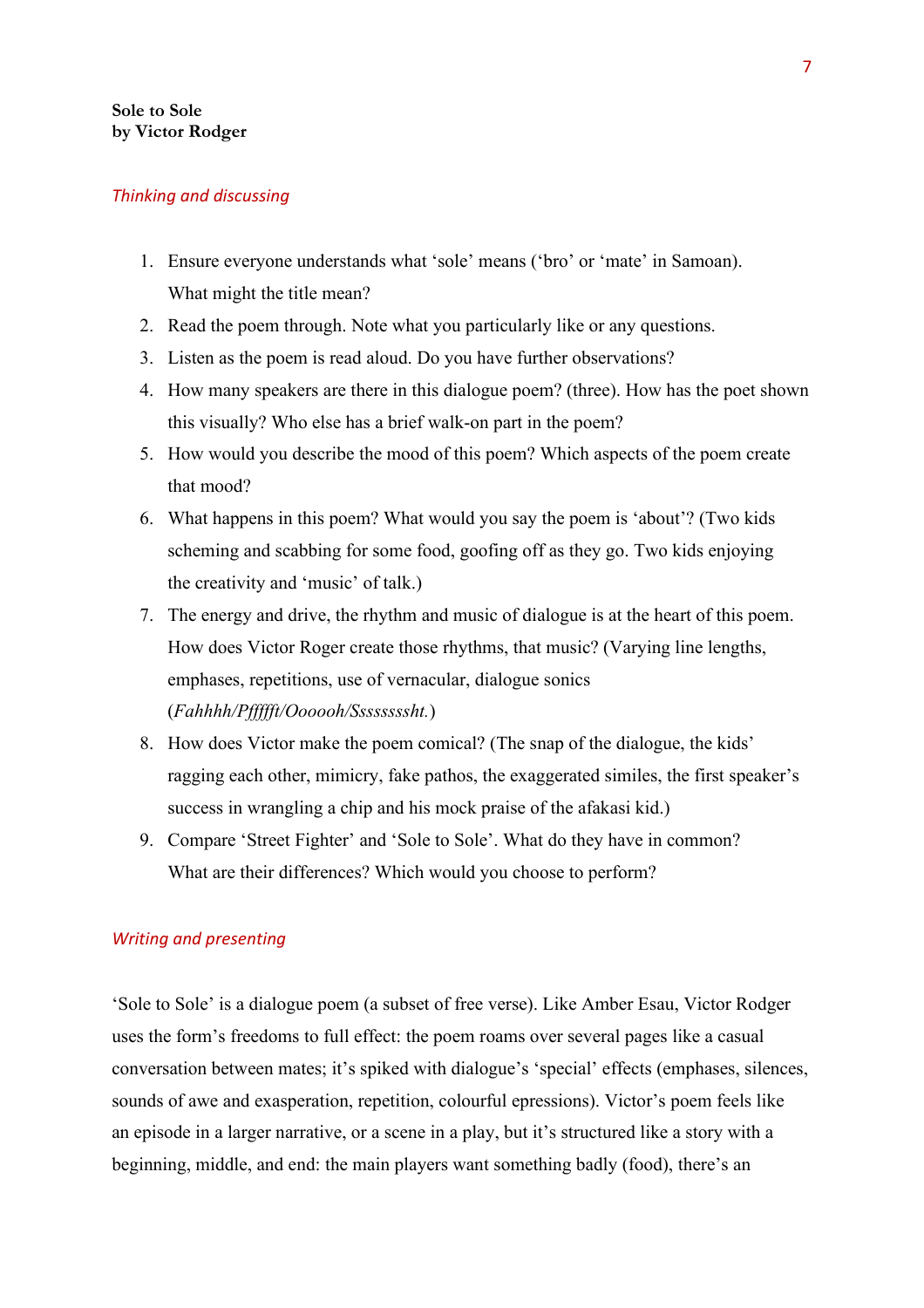**Sole to Sole**
**by Victor Rodger**

*Thinking and discussing*

1. Ensure everyone understands what 'sole' means ('bro' or 'mate' in Samoan). What might the title mean?
2. Read the poem through. Note what you particularly like or any questions.
3. Listen as the poem is read aloud. Do you have further observations?
4. How many speakers are there in this dialogue poem? (three). How has the poet shown this visually? Who else has a brief walk-on part in the poem?
5. How would you describe the mood of this poem? Which aspects of the poem create that mood?
6. What happens in this poem? What would you say the poem is 'about'? (Two kids scheming and scabbing for some food, goofing off as they go. Two kids enjoying the creativity and 'music' of talk.)
7. The energy and drive, the rhythm and music of dialogue is at the heart of this poem. How does Victor Roger create those rhythms, that music? (Varying line lengths, emphases, repetitions, use of vernacular, dialogue sonics (*Fahhhh/Pffffft/Oooooh/Sssssssht.*)
8. How does Victor make the poem comical? (The snap of the dialogue, the kids' ragging each other, mimicry, fake pathos, the exaggerated similes, the first speaker's success in wrangling a chip and his mock praise of the afakasi kid.)
9. Compare 'Street Fighter' and 'Sole to Sole'. What do they have in common? What are their differences? Which would you choose to perform?

*Writing and presenting*

'Sole to Sole' is a dialogue poem (a subset of free verse). Like Amber Esau, Victor Rodger uses the form's freedoms to full effect: the poem roams over several pages like a casual conversation between mates; it's spiked with dialogue's 'special' effects (emphases, silences, sounds of awe and exasperation, repetition, colourful epressions). Victor's poem feels like an episode in a larger narrative, or a scene in a play, but it's structured like a story with a beginning, middle, and end: the main players want something badly (food), there's an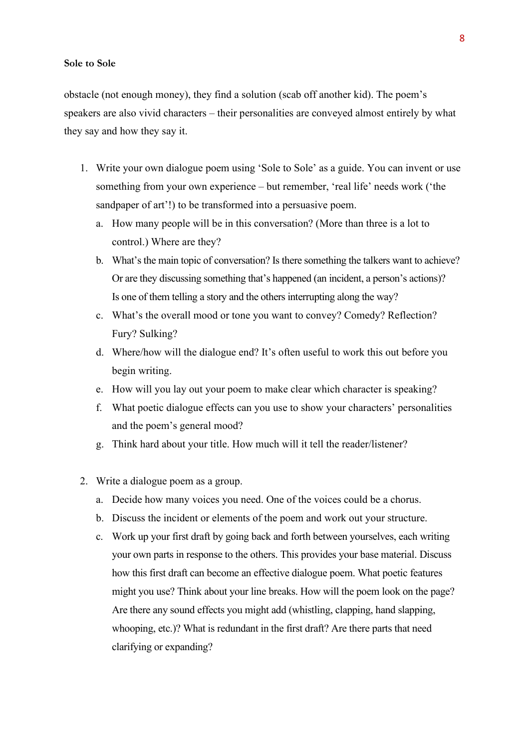obstacle (not enough money), they find a solution (scab off another kid). The poem's speakers are also vivid characters – their personalities are conveyed almost entirely by what they say and how they say it.

1. Write your own dialogue poem using 'Sole to Sole' as a guide. You can invent or use something from your own experience – but remember, 'real life' needs work ('the sandpaper of art'!) to be transformed into a persuasive poem.
    a. How many people will be in this conversation? (More than three is a lot to control.) Where are they?
    b. What's the main topic of conversation? Is there something the talkers want to achieve? Or are they discussing something that's happened (an incident, a person's actions)? Is one of them telling a story and the others interrupting along the way?
    c. What's the overall mood or tone you want to convey? Comedy? Reflection? Fury? Sulking?
    d. Where/how will the dialogue end? It's often useful to work this out before you begin writing.
    e. How will you lay out your poem to make clear which character is speaking?
    f. What poetic dialogue effects can you use to show your characters' personalities and the poem's general mood?
    g. Think hard about your title. How much will it tell the reader/listener?

2. Write a dialogue poem as a group.
    a. Decide how many voices you need. One of the voices could be a chorus.
    b. Discuss the incident or elements of the poem and work out your structure.
    c. Work up your first draft by going back and forth between yourselves, each writing your own parts in response to the others. This provides your base material. Discuss how this first draft can become an effective dialogue poem. What poetic features might you use? Think about your line breaks. How will the poem look on the page? Are there any sound effects you might add (whistling, clapping, hand slapping, whooping, etc.)? What is redundant in the first draft? Are there parts that need clarifying or expanding?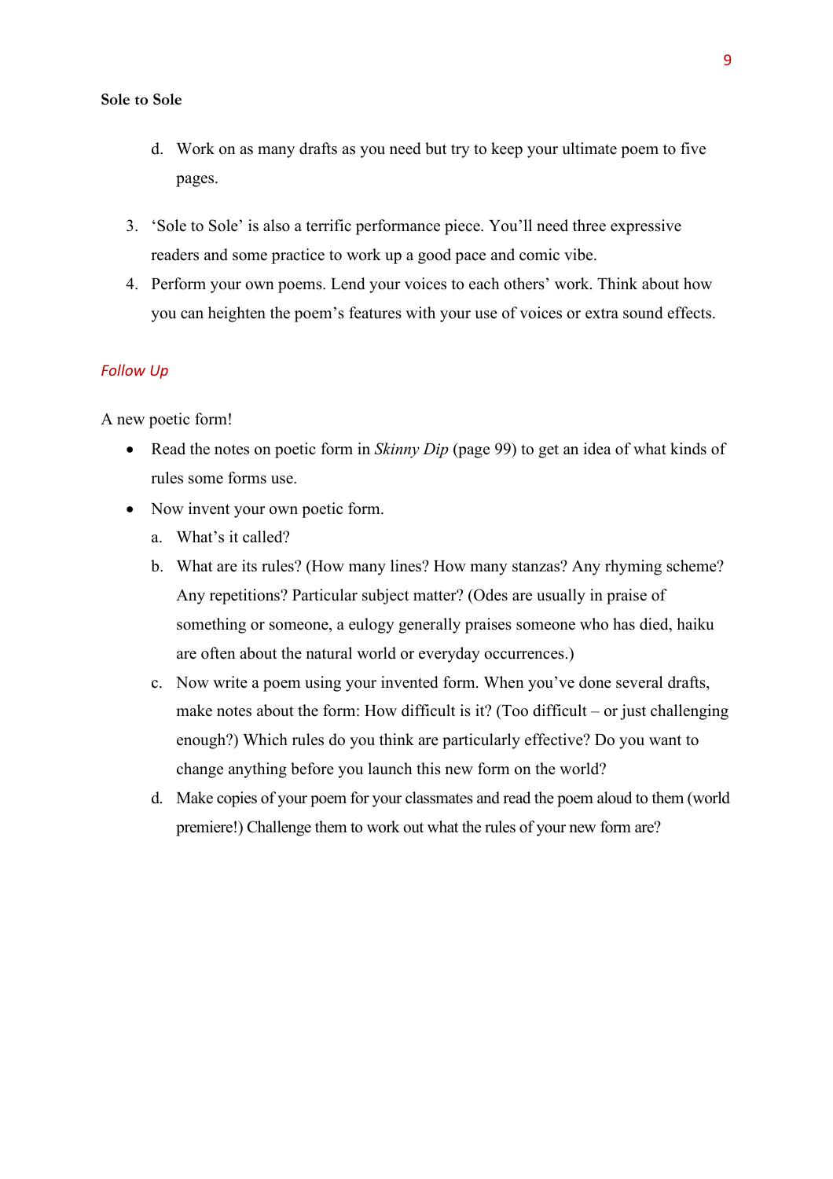d. Work on as many drafts as you need but try to keep your ultimate poem to five pages.

3. 'Sole to Sole' is also a terrific performance piece. You'll need three expressive readers and some practice to work up a good pace and comic vibe.
4. Perform your own poems. Lend your voices to each others' work. Think about how you can heighten the poem's features with your use of voices or extra sound effects.

## *Follow Up*

A new poetic form!

- Read the notes on poetic form in *Skinny Dip* (page 99) to get an idea of what kinds of rules some forms use.
- Now invent your own poetic form.
  a. What's it called?
  b. What are its rules? (How many lines? How many stanzas? Any rhyming scheme? Any repetitions? Particular subject matter? (Odes are usually in praise of something or someone, a eulogy generally praises someone who has died, haiku are often about the natural world or everyday occurrences.)
  c. Now write a poem using your invented form. When you've done several drafts, make notes about the form: How difficult is it? (Too difficult – or just challenging enough?) Which rules do you think are particularly effective? Do you want to change anything before you launch this new form on the world?
  d. Make copies of your poem for your classmates and read the poem aloud to them (world premiere!) Challenge them to work out what the rules of your new form are?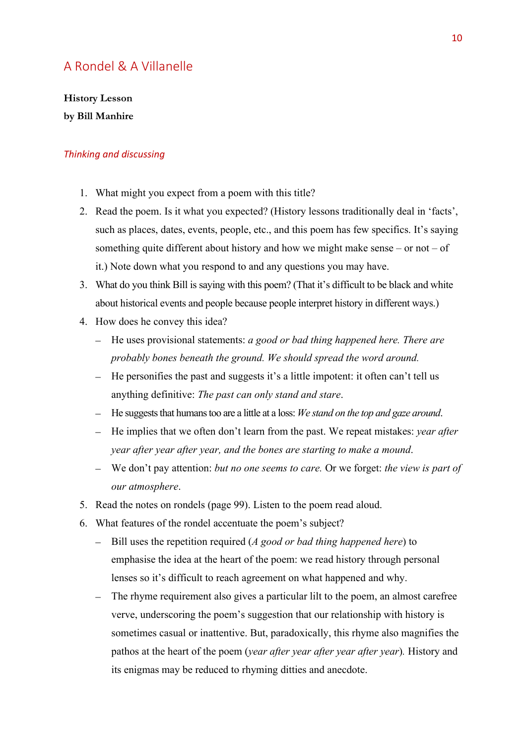## A Rondel & A Villanelle

**History Lesson**
**by Bill Manhire**

*Thinking and discussing*

1. What might you expect from a poem with this title?
2. Read the poem. Is it what you expected? (History lessons traditionally deal in 'facts', such as places, dates, events, people, etc., and this poem has few specifics. It's saying something quite different about history and how we might make sense – or not – of it.) Note down what you respond to and any questions you may have.
3. What do you think Bill is saying with this poem? (That it's difficult to be black and white about historical events and people because people interpret history in different ways.)
4. How does he convey this idea?
   - He uses provisional statements: *a good or bad thing happened here. There are probably bones beneath the ground. We should spread the word around.*
   - He personifies the past and suggests it's a little impotent: it often can't tell us anything definitive: *The past can only stand and stare*.
   - He suggests that humans too are a little at a loss: *We stand on the top and gaze around*.
   - He implies that we often don't learn from the past. We repeat mistakes: *year after year after year after year, and the bones are starting to make a mound*.
   - We don't pay attention: *but no one seems to care.* Or we forget: *the view is part of our atmosphere*.
5. Read the notes on rondels (page 99). Listen to the poem read aloud.
6. What features of the rondel accentuate the poem's subject?
   - Bill uses the repetition required (*A good or bad thing happened here*) to emphasise the idea at the heart of the poem: we read history through personal lenses so it's difficult to reach agreement on what happened and why.
   - The rhyme requirement also gives a particular lilt to the poem, an almost carefree verve, underscoring the poem's suggestion that our relationship with history is sometimes casual or inattentive. But, paradoxically, this rhyme also magnifies the pathos at the heart of the poem (*year after year after year after year*). History and its enigmas may be reduced to rhyming ditties and anecdote.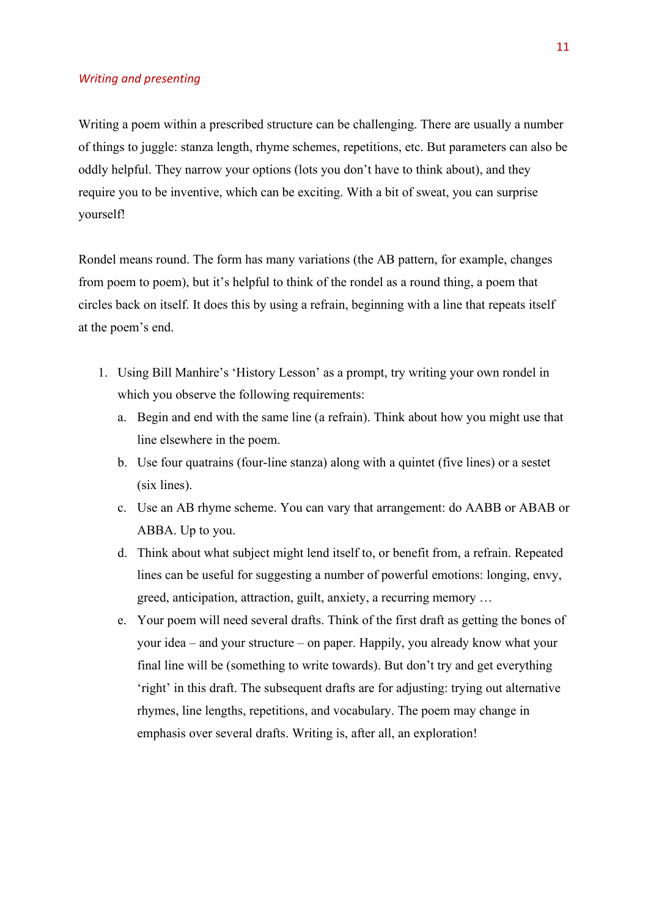*Writing and presenting*

Writing a poem within a prescribed structure can be challenging. There are usually a number of things to juggle: stanza length, rhyme schemes, repetitions, etc. But parameters can also be oddly helpful. They narrow your options (lots you don't have to think about), and they require you to be inventive, which can be exciting. With a bit of sweat, you can surprise yourself!

Rondel means round. The form has many variations (the AB pattern, for example, changes from poem to poem), but it's helpful to think of the rondel as a round thing, a poem that circles back on itself. It does this by using a refrain, beginning with a line that repeats itself at the poem's end.

1. Using Bill Manhire's 'History Lesson' as a prompt, try writing your own rondel in which you observe the following requirements:
   a. Begin and end with the same line (a refrain). Think about how you might use that line elsewhere in the poem.
   b. Use four quatrains (four-line stanza) along with a quintet (five lines) or a sestet (six lines).
   c. Use an AB rhyme scheme. You can vary that arrangement: do AABB or ABAB or ABBA. Up to you.
   d. Think about what subject might lend itself to, or benefit from, a refrain. Repeated lines can be useful for suggesting a number of powerful emotions: longing, envy, greed, anticipation, attraction, guilt, anxiety, a recurring memory …
   e. Your poem will need several drafts. Think of the first draft as getting the bones of your idea – and your structure – on paper. Happily, you already know what your final line will be (something to write towards). But don't try and get everything 'right' in this draft. The subsequent drafts are for adjusting: trying out alternative rhymes, line lengths, repetitions, and vocabulary. The poem may change in emphasis over several drafts. Writing is, after all, an exploration!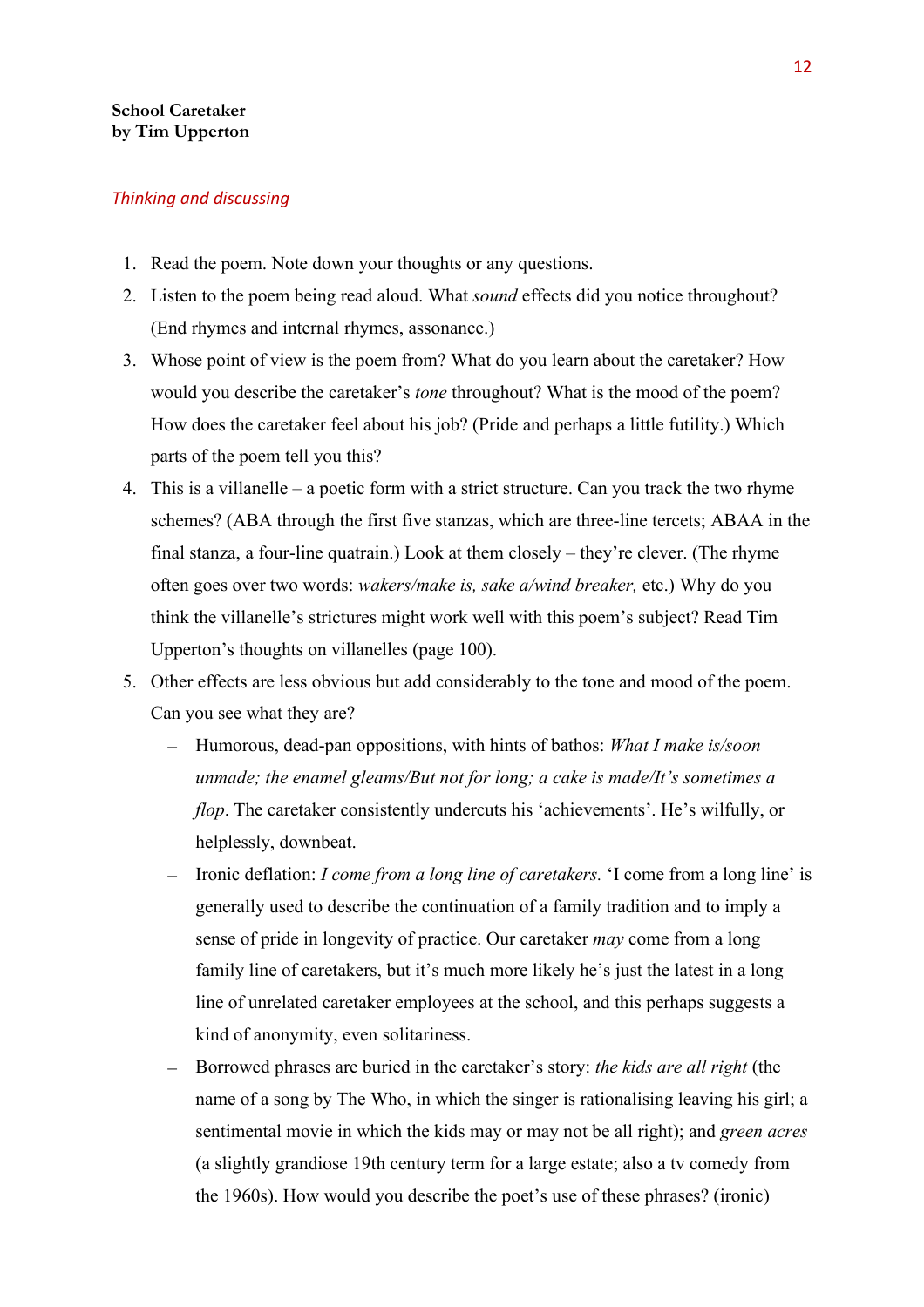**School Caretaker**
**by Tim Upperton**

*Thinking and discussing*

1. Read the poem. Note down your thoughts or any questions.
2. Listen to the poem being read aloud. What *sound* effects did you notice throughout? (End rhymes and internal rhymes, assonance.)
3. Whose point of view is the poem from? What do you learn about the caretaker? How would you describe the caretaker's *tone* throughout? What is the mood of the poem? How does the caretaker feel about his job? (Pride and perhaps a little futility.) Which parts of the poem tell you this?
4. This is a villanelle – a poetic form with a strict structure. Can you track the two rhyme schemes? (ABA through the first five stanzas, which are three-line tercets; ABAA in the final stanza, a four-line quatrain.) Look at them closely – they're clever. (The rhyme often goes over two words: *wakers/make is, sake a/wind breaker,* etc.) Why do you think the villanelle's strictures might work well with this poem's subject? Read Tim Upperton's thoughts on villanelles (page 100).
5. Other effects are less obvious but add considerably to the tone and mood of the poem. Can you see what they are?
   - Humorous, dead-pan oppositions, with hints of bathos: *What I make is/soon unmade; the enamel gleams/But not for long; a cake is made/It's sometimes a flop*. The caretaker consistently undercuts his 'achievements'. He's wilfully, or helplessly, downbeat.
   - Ironic deflation: *I come from a long line of caretakers.* 'I come from a long line' is generally used to describe the continuation of a family tradition and to imply a sense of pride in longevity of practice. Our caretaker *may* come from a long family line of caretakers, but it's much more likely he's just the latest in a long line of unrelated caretaker employees at the school, and this perhaps suggests a kind of anonymity, even solitariness.
   - Borrowed phrases are buried in the caretaker's story: *the kids are all right* (the name of a song by The Who, in which the singer is rationalising leaving his girl; a sentimental movie in which the kids may or may not be all right); and *green acres* (a slightly grandiose 19th century term for a large estate; also a tv comedy from the 1960s). How would you describe the poet's use of these phrases? (ironic)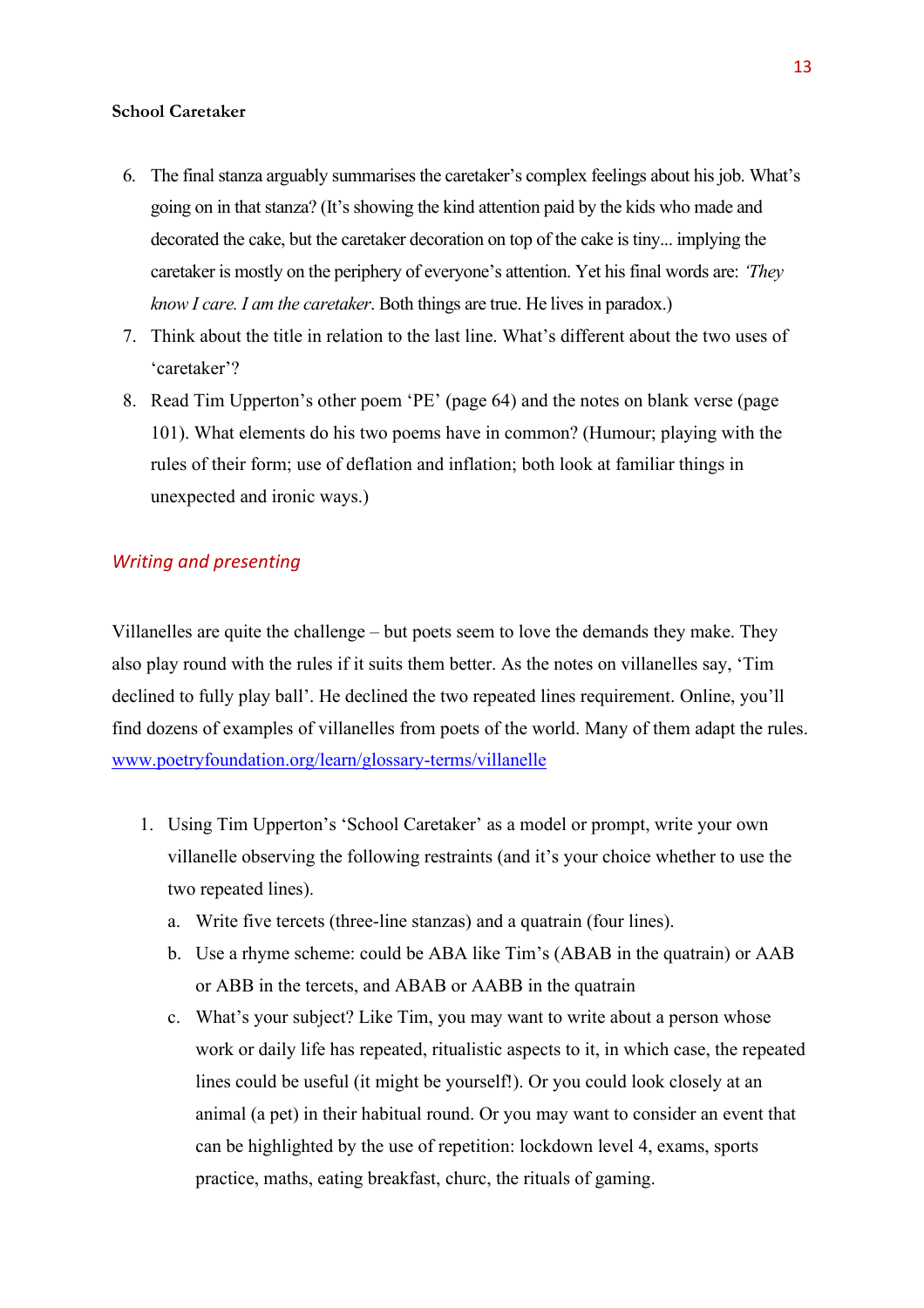**School Caretaker**

6. The final stanza arguably summarises the caretaker's complex feelings about his job. What's going on in that stanza? (It's showing the kind attention paid by the kids who made and decorated the cake, but the caretaker decoration on top of the cake is tiny... implying the caretaker is mostly on the periphery of everyone's attention. Yet his final words are: *'They know I care. I am the caretaker*. Both things are true. He lives in paradox.)
7. Think about the title in relation to the last line. What's different about the two uses of 'caretaker'?
8. Read Tim Upperton's other poem 'PE' (page 64) and the notes on blank verse (page 101). What elements do his two poems have in common? (Humour; playing with the rules of their form; use of deflation and inflation; both look at familiar things in unexpected and ironic ways.)

## *Writing and presenting*

Villanelles are quite the challenge – but poets seem to love the demands they make. They also play round with the rules if it suits them better. As the notes on villanelles say, 'Tim declined to fully play ball'. He declined the two repeated lines requirement. Online, you'll find dozens of examples of villanelles from poets of the world. Many of them adapt the rules. www.poetryfoundation.org/learn/glossary-terms/villanelle

1. Using Tim Upperton's 'School Caretaker' as a model or prompt, write your own villanelle observing the following restraints (and it's your choice whether to use the two repeated lines).
   a. Write five tercets (three-line stanzas) and a quatrain (four lines).
   b. Use a rhyme scheme: could be ABA like Tim's (ABAB in the quatrain) or AAB or ABB in the tercets, and ABAB or AABB in the quatrain
   c. What's your subject? Like Tim, you may want to write about a person whose work or daily life has repeated, ritualistic aspects to it, in which case, the repeated lines could be useful (it might be yourself!). Or you could look closely at an animal (a pet) in their habitual round. Or you may want to consider an event that can be highlighted by the use of repetition: lockdown level 4, exams, sports practice, maths, eating breakfast, churc, the rituals of gaming.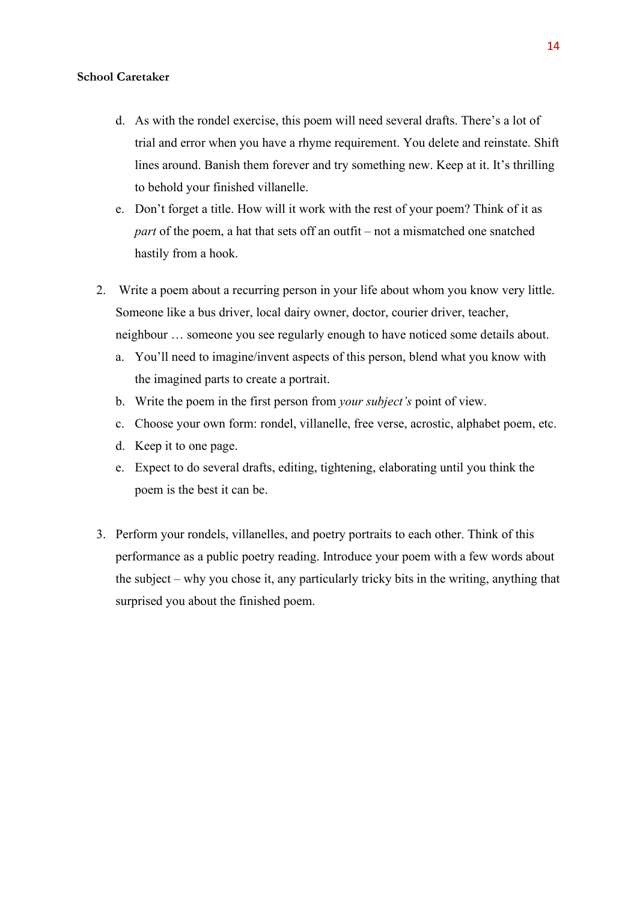**School Caretaker**

   d. As with the rondel exercise, this poem will need several drafts. There's a lot of trial and error when you have a rhyme requirement. You delete and reinstate. Shift lines around. Banish them forever and try something new. Keep at it. It's thrilling to behold your finished villanelle.
   e. Don't forget a title. How will it work with the rest of your poem? Think of it as *part* of the poem, a hat that sets off an outfit – not a mismatched one snatched hastily from a hook.

2. Write a poem about a recurring person in your life about whom you know very little. Someone like a bus driver, local dairy owner, doctor, courier driver, teacher, neighbour … someone you see regularly enough to have noticed some details about.
   a. You'll need to imagine/invent aspects of this person, blend what you know with the imagined parts to create a portrait.
   b. Write the poem in the first person from *your subject's* point of view.
   c. Choose your own form: rondel, villanelle, free verse, acrostic, alphabet poem, etc.
   d. Keep it to one page.
   e. Expect to do several drafts, editing, tightening, elaborating until you think the poem is the best it can be.

3. Perform your rondels, villanelles, and poetry portraits to each other. Think of this performance as a public poetry reading. Introduce your poem with a few words about the subject – why you chose it, any particularly tricky bits in the writing, anything that surprised you about the finished poem.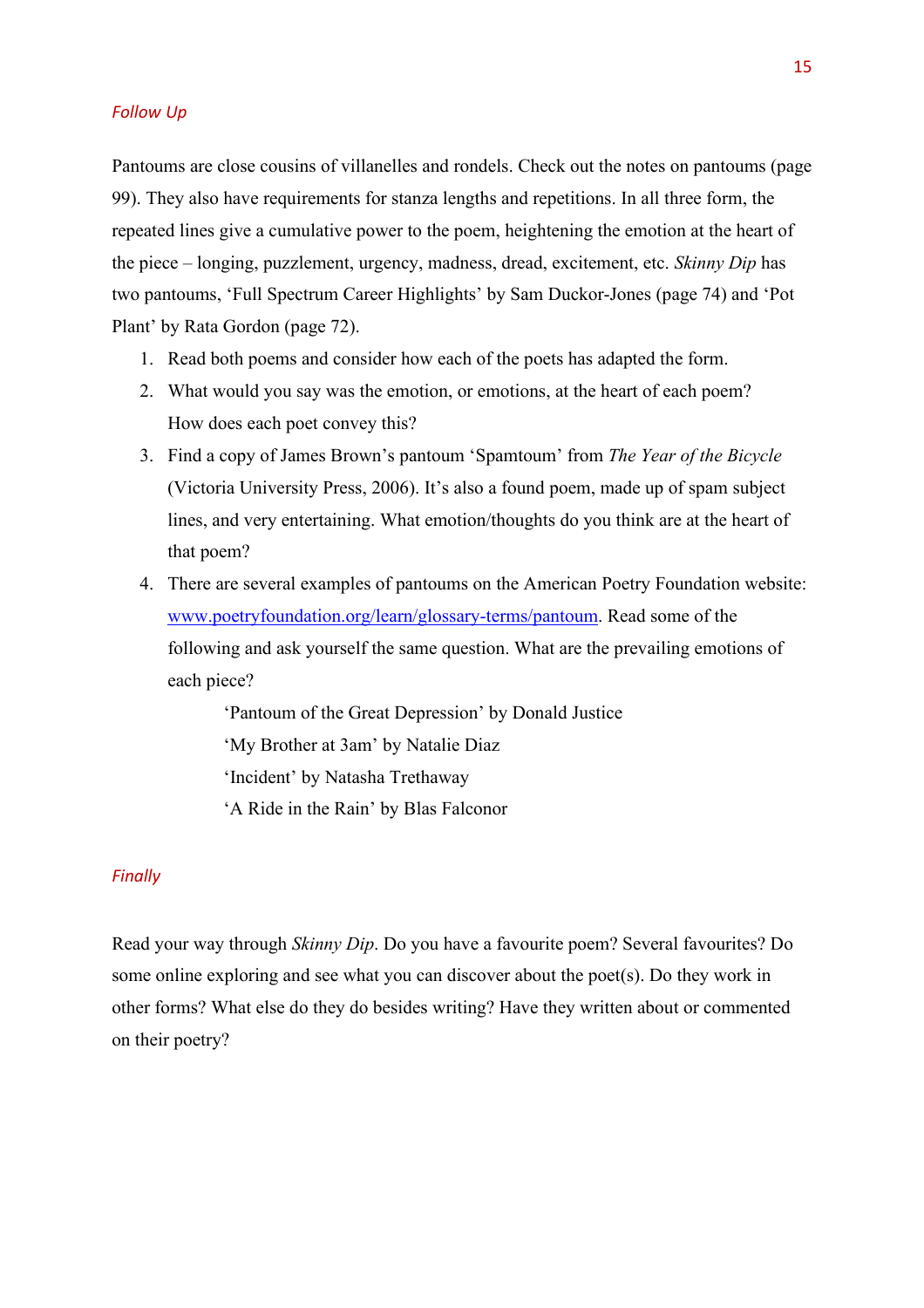*Follow Up*

Pantoums are close cousins of villanelles and rondels. Check out the notes on pantoums (page 99). They also have requirements for stanza lengths and repetitions. In all three form, the repeated lines give a cumulative power to the poem, heightening the emotion at the heart of the piece – longing, puzzlement, urgency, madness, dread, excitement, etc. *Skinny Dip* has two pantoums, 'Full Spectrum Career Highlights' by Sam Duckor-Jones (page 74) and 'Pot Plant' by Rata Gordon (page 72).

1. Read both poems and consider how each of the poets has adapted the form.
2. What would you say was the emotion, or emotions, at the heart of each poem? How does each poet convey this?
3. Find a copy of James Brown's pantoum 'Spamtoum' from *The Year of the Bicycle* (Victoria University Press, 2006). It's also a found poem, made up of spam subject lines, and very entertaining. What emotion/thoughts do you think are at the heart of that poem?
4. There are several examples of pantoums on the American Poetry Foundation website: [www.poetryfoundation.org/learn/glossary-terms/pantoum](www.poetryfoundation.org/learn/glossary-terms/pantoum). Read some of the following and ask yourself the same question. What are the prevailing emotions of each piece?

    'Pantoum of the Great Depression' by Donald Justice
    'My Brother at 3am' by Natalie Diaz
    'Incident' by Natasha Trethaway
    'A Ride in the Rain' by Blas Falconor

*Finally*

Read your way through *Skinny Dip*. Do you have a favourite poem? Several favourites? Do some online exploring and see what you can discover about the poet(s). Do they work in other forms? What else do they do besides writing? Have they written about or commented on their poetry?